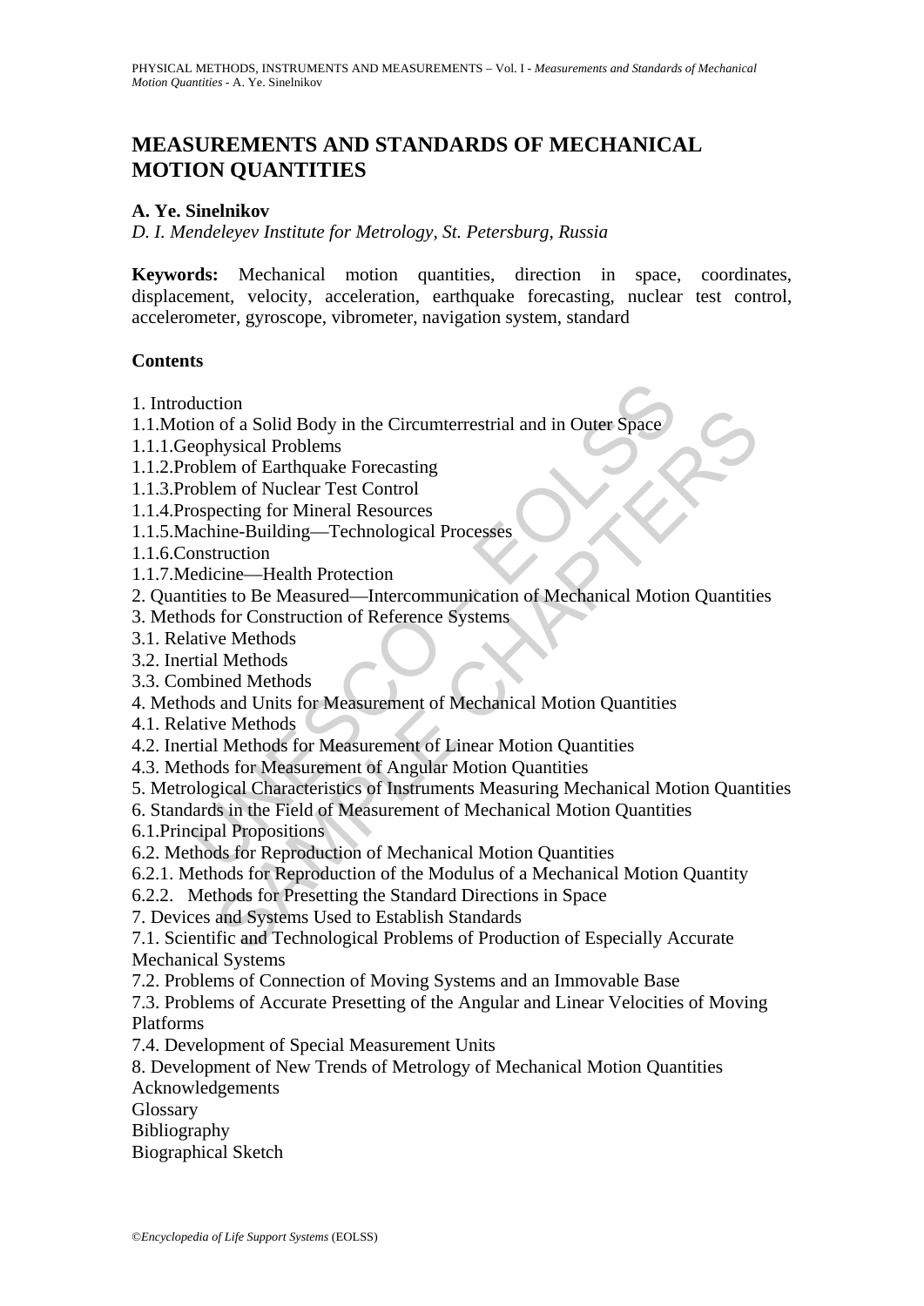# MEASUREMENTS AND STANDARDS OF MECHANICAL MOTION QUANTITIES

**A. Ye. Sinelnikov**

*D. I. Mendeleyev Institute for Metrology, St. Petersburg, Russia*

**Keywords:** Mechanical motion quantities, direction in space, coordinates, displacement, velocity, acceleration, earthquake forecasting, nuclear test control, accelerometer, gyroscope, vibrometer, navigation system, standard

**Contents**

1. Introduction
1.1.Motion of a Solid Body in the Circumterrestrial and in Outer Space
1.1.1.Geophysical Problems
1.1.2.Problem of Earthquake Forecasting
1.1.3.Problem of Nuclear Test Control
1.1.4.Prospecting for Mineral Resources
1.1.5.Machine-Building—Technological Processes
1.1.6.Construction
1.1.7.Medicine—Health Protection
2. Quantities to Be Measured—Intercommunication of Mechanical Motion Quantities
3. Methods for Construction of Reference Systems
3.1. Relative Methods
3.2. Inertial Methods
3.3. Combined Methods
4. Methods and Units for Measurement of Mechanical Motion Quantities
4.1. Relative Methods
4.2. Inertial Methods for Measurement of Linear Motion Quantities
4.3. Methods for Measurement of Angular Motion Quantities
5. Metrological Characteristics of Instruments Measuring Mechanical Motion Quantities
6. Standards in the Field of Measurement of Mechanical Motion Quantities
6.1.Principal Propositions
6.2. Methods for Reproduction of Mechanical Motion Quantities
6.2.1. Methods for Reproduction of the Modulus of a Mechanical Motion Quantity
6.2.2. Methods for Presetting the Standard Directions in Space
7. Devices and Systems Used to Establish Standards
7.1. Scientific and Technological Problems of Production of Especially Accurate Mechanical Systems
7.2. Problems of Connection of Moving Systems and an Immovable Base
7.3. Problems of Accurate Presetting of the Angular and Linear Velocities of Moving Platforms
7.4. Development of Special Measurement Units
8. Development of New Trends of Metrology of Mechanical Motion Quantities
Acknowledgements
Glossary
Bibliography
Biographical Sketch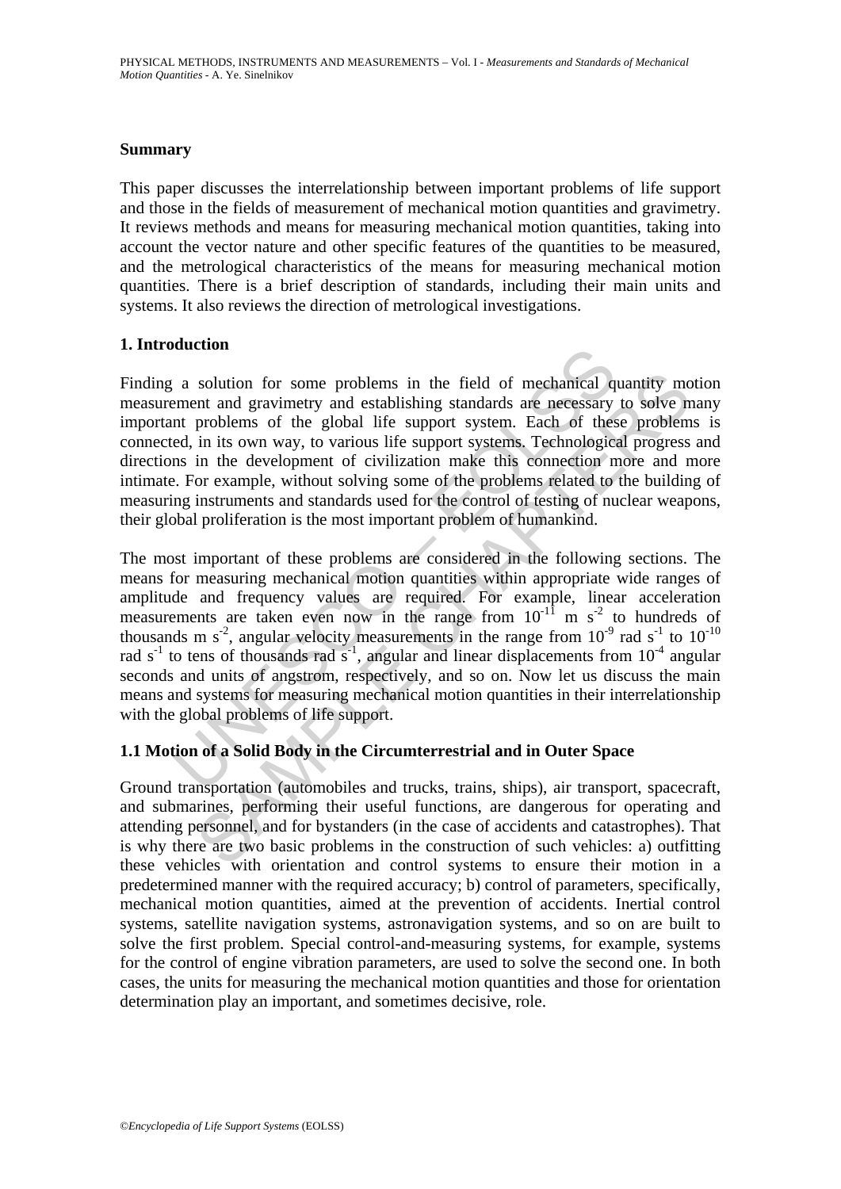## Summary

This paper discusses the interrelationship between important problems of life support and those in the fields of measurement of mechanical motion quantities and gravimetry. It reviews methods and means for measuring mechanical motion quantities, taking into account the vector nature and other specific features of the quantities to be measured, and the metrological characteristics of the means for measuring mechanical motion quantities. There is a brief description of standards, including their main units and systems. It also reviews the direction of metrological investigations.

## 1. Introduction

Finding a solution for some problems in the field of mechanical quantity motion measurement and gravimetry and establishing standards are necessary to solve many important problems of the global life support system. Each of these problems is connected, in its own way, to various life support systems. Technological progress and directions in the development of civilization make this connection more and more intimate. For example, without solving some of the problems related to the building of measuring instruments and standards used for the control of testing of nuclear weapons, their global proliferation is the most important problem of humankind.

The most important of these problems are considered in the following sections. The means for measuring mechanical motion quantities within appropriate wide ranges of amplitude and frequency values are required. For example, linear acceleration measurements are taken even now in the range from $10^{-11}$ m s$^{-2}$ to hundreds of thousands m s$^{-2}$, angular velocity measurements in the range from $10^{-9}$ rad s$^{-1}$ to $10^{-10}$ rad s$^{-1}$ to tens of thousands rad s$^{-1}$, angular and linear displacements from $10^{-4}$ angular seconds and units of angstrom, respectively, and so on. Now let us discuss the main means and systems for measuring mechanical motion quantities in their interrelationship with the global problems of life support.

### 1.1 Motion of a Solid Body in the Circumterrestrial and in Outer Space

Ground transportation (automobiles and trucks, trains, ships), air transport, spacecraft, and submarines, performing their useful functions, are dangerous for operating and attending personnel, and for bystanders (in the case of accidents and catastrophes). That is why there are two basic problems in the construction of such vehicles: a) outfitting these vehicles with orientation and control systems to ensure their motion in a predetermined manner with the required accuracy; b) control of parameters, specifically, mechanical motion quantities, aimed at the prevention of accidents. Inertial control systems, satellite navigation systems, astronavigation systems, and so on are built to solve the first problem. Special control-and-measuring systems, for example, systems for the control of engine vibration parameters, are used to solve the second one. In both cases, the units for measuring the mechanical motion quantities and those for orientation determination play an important, and sometimes decisive, role.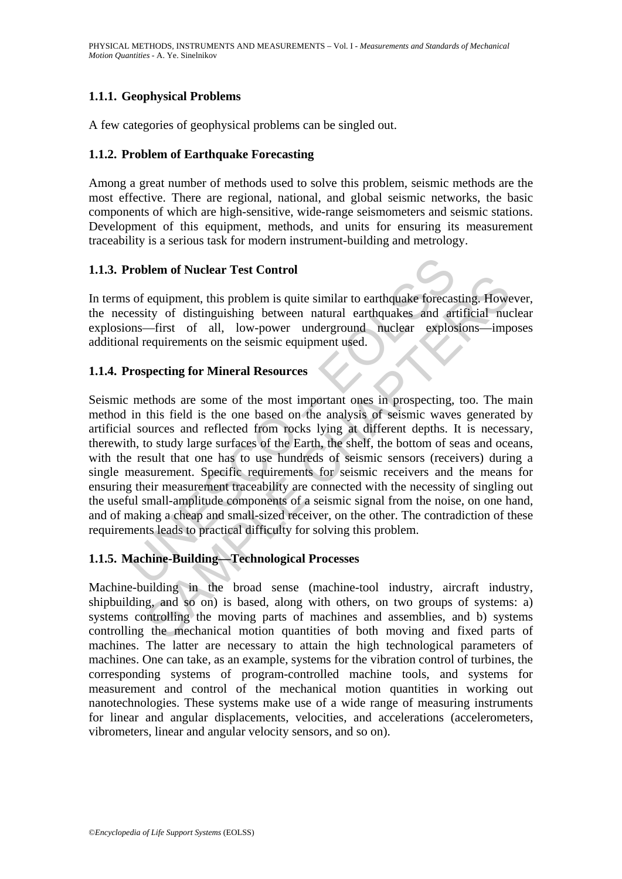### 1.1.1. Geophysical Problems

A few categories of geophysical problems can be singled out.

### 1.1.2. Problem of Earthquake Forecasting

Among a great number of methods used to solve this problem, seismic methods are the most effective. There are regional, national, and global seismic networks, the basic components of which are high-sensitive, wide-range seismometers and seismic stations. Development of this equipment, methods, and units for ensuring its measurement traceability is a serious task for modern instrument-building and metrology.

### 1.1.3. Problem of Nuclear Test Control

In terms of equipment, this problem is quite similar to earthquake forecasting. However, the necessity of distinguishing between natural earthquakes and artificial nuclear explosions—first of all, low-power underground nuclear explosions—imposes additional requirements on the seismic equipment used.

### 1.1.4. Prospecting for Mineral Resources

Seismic methods are some of the most important ones in prospecting, too. The main method in this field is the one based on the analysis of seismic waves generated by artificial sources and reflected from rocks lying at different depths. It is necessary, therewith, to study large surfaces of the Earth, the shelf, the bottom of seas and oceans, with the result that one has to use hundreds of seismic sensors (receivers) during a single measurement. Specific requirements for seismic receivers and the means for ensuring their measurement traceability are connected with the necessity of singling out the useful small-amplitude components of a seismic signal from the noise, on one hand, and of making a cheap and small-sized receiver, on the other. The contradiction of these requirements leads to practical difficulty for solving this problem.

### 1.1.5. Machine-Building—Technological Processes

Machine-building in the broad sense (machine-tool industry, aircraft industry, shipbuilding, and so on) is based, along with others, on two groups of systems: a) systems controlling the moving parts of machines and assemblies, and b) systems controlling the mechanical motion quantities of both moving and fixed parts of machines. The latter are necessary to attain the high technological parameters of machines. One can take, as an example, systems for the vibration control of turbines, the corresponding systems of program-controlled machine tools, and systems for measurement and control of the mechanical motion quantities in working out nanotechnologies. These systems make use of a wide range of measuring instruments for linear and angular displacements, velocities, and accelerations (accelerometers, vibrometers, linear and angular velocity sensors, and so on).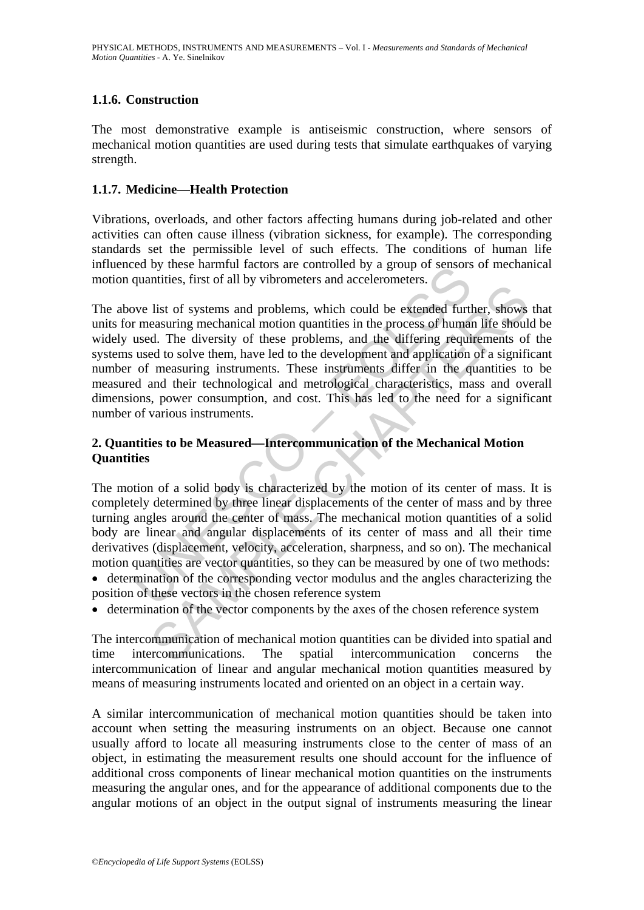### 1.1.6. Construction

The most demonstrative example is antiseismic construction, where sensors of mechanical motion quantities are used during tests that simulate earthquakes of varying strength.

### 1.1.7. Medicine—Health Protection

Vibrations, overloads, and other factors affecting humans during job-related and other activities can often cause illness (vibration sickness, for example). The corresponding standards set the permissible level of such effects. The conditions of human life influenced by these harmful factors are controlled by a group of sensors of mechanical motion quantities, first of all by vibrometers and accelerometers.

The above list of systems and problems, which could be extended further, shows that units for measuring mechanical motion quantities in the process of human life should be widely used. The diversity of these problems, and the differing requirements of the systems used to solve them, have led to the development and application of a significant number of measuring instruments. These instruments differ in the quantities to be measured and their technological and metrological characteristics, mass and overall dimensions, power consumption, and cost. This has led to the need for a significant number of various instruments.

## 2. Quantities to be Measured—Intercommunication of the Mechanical Motion Quantities

The motion of a solid body is characterized by the motion of its center of mass. It is completely determined by three linear displacements of the center of mass and by three turning angles around the center of mass. The mechanical motion quantities of a solid body are linear and angular displacements of its center of mass and all their time derivatives (displacement, velocity, acceleration, sharpness, and so on). The mechanical motion quantities are vector quantities, so they can be measured by one of two methods:

- determination of the corresponding vector modulus and the angles characterizing the position of these vectors in the chosen reference system
- determination of the vector components by the axes of the chosen reference system

The intercommunication of mechanical motion quantities can be divided into spatial and time intercommunications. The spatial intercommunication concerns the intercommunication of linear and angular mechanical motion quantities measured by means of measuring instruments located and oriented on an object in a certain way.

A similar intercommunication of mechanical motion quantities should be taken into account when setting the measuring instruments on an object. Because one cannot usually afford to locate all measuring instruments close to the center of mass of an object, in estimating the measurement results one should account for the influence of additional cross components of linear mechanical motion quantities on the instruments measuring the angular ones, and for the appearance of additional components due to the angular motions of an object in the output signal of instruments measuring the linear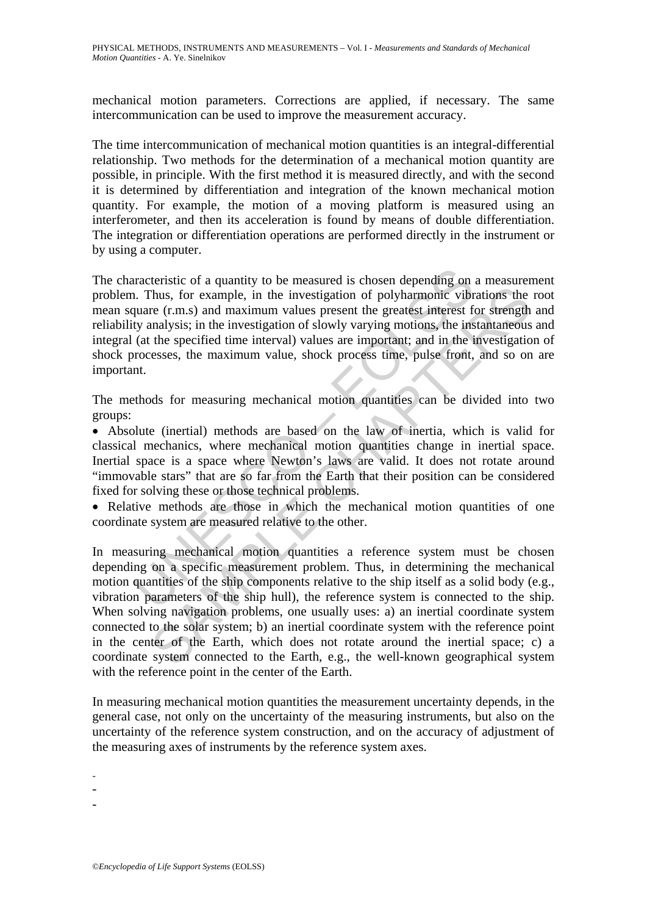mechanical motion parameters. Corrections are applied, if necessary. The same intercommunication can be used to improve the measurement accuracy.

The time intercommunication of mechanical motion quantities is an integral-differential relationship. Two methods for the determination of a mechanical motion quantity are possible, in principle. With the first method it is measured directly, and with the second it is determined by differentiation and integration of the known mechanical motion quantity. For example, the motion of a moving platform is measured using an interferometer, and then its acceleration is found by means of double differentiation. The integration or differentiation operations are performed directly in the instrument or by using a computer.

The characteristic of a quantity to be measured is chosen depending on a measurement problem. Thus, for example, in the investigation of polyharmonic vibrations the root mean square (r.m.s) and maximum values present the greatest interest for strength and reliability analysis; in the investigation of slowly varying motions, the instantaneous and integral (at the specified time interval) values are important; and in the investigation of shock processes, the maximum value, shock process time, pulse front, and so on are important.

The methods for measuring mechanical motion quantities can be divided into two groups:

- Absolute (inertial) methods are based on the law of inertia, which is valid for classical mechanics, where mechanical motion quantities change in inertial space. Inertial space is a space where Newton's laws are valid. It does not rotate around "immovable stars" that are so far from the Earth that their position can be considered fixed for solving these or those technical problems.
- Relative methods are those in which the mechanical motion quantities of one coordinate system are measured relative to the other.

In measuring mechanical motion quantities a reference system must be chosen depending on a specific measurement problem. Thus, in determining the mechanical motion quantities of the ship components relative to the ship itself as a solid body (e.g., vibration parameters of the ship hull), the reference system is connected to the ship. When solving navigation problems, one usually uses: a) an inertial coordinate system connected to the solar system; b) an inertial coordinate system with the reference point in the center of the Earth, which does not rotate around the inertial space; c) a coordinate system connected to the Earth, e.g., the well-known geographical system with the reference point in the center of the Earth.

In measuring mechanical motion quantities the measurement uncertainty depends, in the general case, not only on the uncertainty of the measuring instruments, but also on the uncertainty of the reference system construction, and on the accuracy of adjustment of the measuring axes of instruments by the reference system axes.

-
-
-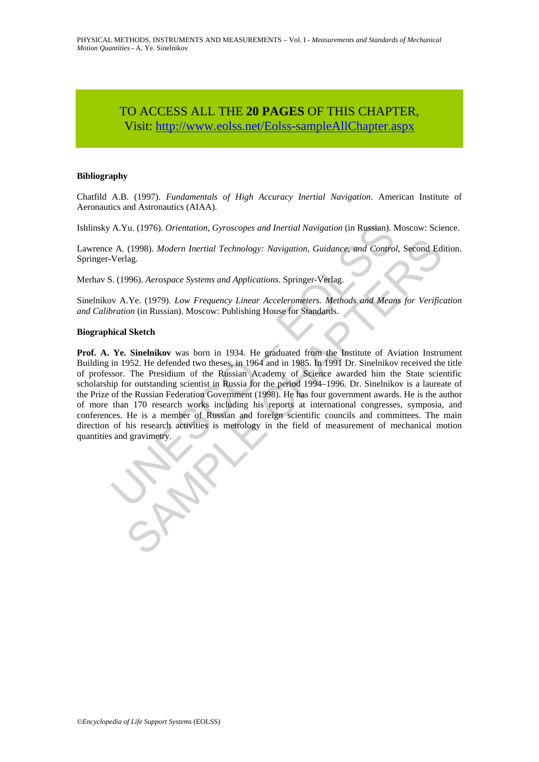TO ACCESS ALL THE **20 PAGES** OF THIS CHAPTER,
Visit: http://www.eolss.net/Eolss-sampleAllChapter.aspx

**Bibliography**

Chatfild A.B. (1997). *Fundamentals of High Accuracy Inertial Navigation*. American Institute of Aeronautics and Astronautics (AIAA).

Ishlinsky A.Yu. (1976). *Orientation, Gyroscopes and Inertial Navigation* (in Russian). Moscow: Science.

Lawrence A. (1998). *Modern Inertial Technology: Navigation, Guidance, and Control*, Second Edition. Springer-Verlag.

Merhav S. (1996). *Aerospace Systems and Applications*. Springer-Verlag.

Sinelnikov A.Ye. (1979). *Low Frequency Linear Accelerometers. Methods and Means for Verification and Calibration* (in Russian). Moscow: Publishing House for Standards.

**Biographical Sketch**

**Prof. A. Ye. Sinelnikov** was born in 1934. He graduated from the Institute of Aviation Instrument Building in 1952. He defended two theses, in 1964 and in 1985. In 1991 Dr. Sinelnikov received the title of professor. The Presidium of the Russian Academy of Science awarded him the State scientific scholarship for outstanding scientist in Russia for the period 1994–1996. Dr. Sinelnikov is a laureate of the Prize of the Russian Federation Government (1998). He has four government awards. He is the author of more than 170 research works including his reports at international congresses, symposia, and conferences. He is a member of Russian and foreign scientific councils and committees. The main direction of his research activities is metrology in the field of measurement of mechanical motion quantities and gravimetry.